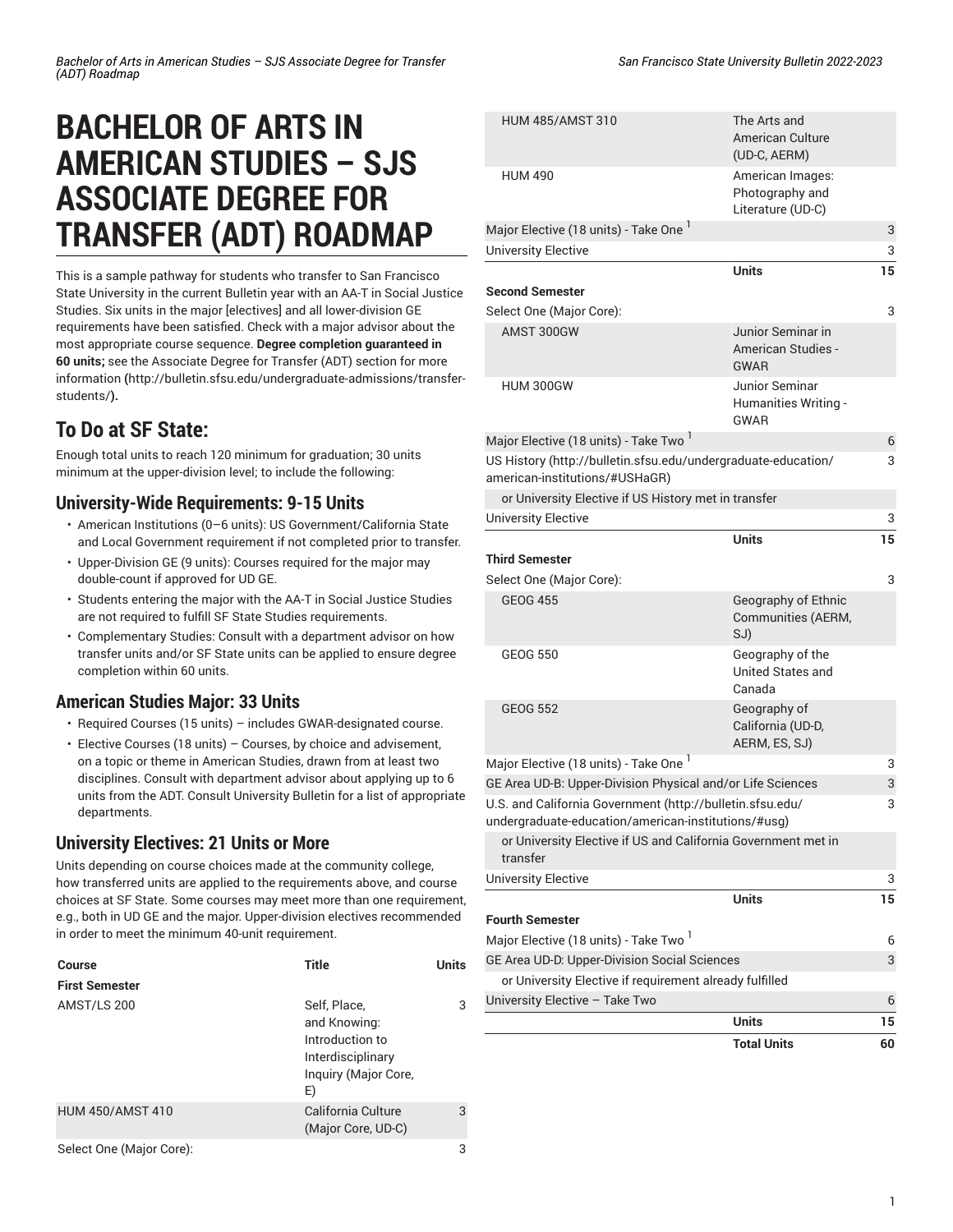# BACHELOR OF ARTS IN AMERICAN STUDIES – SJS ASSOCIATE DEGREE FOR TRANSFER (ADT) ROADMAP

This is a sample pathway for students who transfer to San Francisco State University in the current Bulletin year with an AA-T in Social Justice Studies. Six units in the major [electives] and all lower-division GE requirements have been satisfied. Check with a major advisor about the most appropriate course sequence. **Degree completion guaranteed in 60 units;** see the Associate Degree for Transfer (ADT) section for more information **(**http://bulletin.sfsu.edu/undergraduate-admissions/transfer-students/**).**

## To Do at SF State:

Enough total units to reach 120 minimum for graduation; 30 units minimum at the upper-division level; to include the following:

### University-Wide Requirements: 9-15 Units

- American Institutions (0–6 units): US Government/California State and Local Government requirement if not completed prior to transfer.
- Upper-Division GE (9 units): Courses required for the major may double-count if approved for UD GE.
- Students entering the major with the AA-T in Social Justice Studies are not required to fulfill SF State Studies requirements.
- Complementary Studies: Consult with a department advisor on how transfer units and/or SF State units can be applied to ensure degree completion within 60 units.

### American Studies Major: 33 Units

- Required Courses (15 units) – includes GWAR-designated course.
- Elective Courses (18 units) – Courses, by choice and advisement, on a topic or theme in American Studies, drawn from at least two disciplines. Consult with department advisor about applying up to 6 units from the ADT. Consult University Bulletin for a list of appropriate departments.

### University Electives: 21 Units or More

Units depending on course choices made at the community college, how transferred units are applied to the requirements above, and course choices at SF State. Some courses may meet more than one requirement, e.g., both in UD GE and the major. Upper-division electives recommended in order to meet the minimum 40-unit requirement.

| Course | Title | Units |
|---|---|---|
| **First Semester** | | |
| AMST/LS 200 | Self, Place, and Knowing: Introduction to Interdisciplinary Inquiry (Major Core, E) | 3 |
| HUM 450/AMST 410 | California Culture (Major Core, UD-C) | 3 |
| Select One (Major Core): | | 3 |
| HUM 485/AMST 310 | The Arts and American Culture (UD-C, AERM) | |
| HUM 490 | American Images: Photography and Literature (UD-C) | |
| Major Elective (18 units) - Take One [1] | | 3 |
| University Elective | | 3 |
| | **Units** | **15** |
| **Second Semester** | | |
| Select One (Major Core): | | 3 |
| AMST 300GW | Junior Seminar in American Studies - GWAR | |
| HUM 300GW | Junior Seminar Humanities Writing - GWAR | |
| Major Elective (18 units) - Take Two [1] | | 6 |
| US History (http://bulletin.sfsu.edu/undergraduate-education/american-institutions/#USHaGR) | | 3 |
| or University Elective if US History met in transfer | | |
| University Elective | | 3 |
| | **Units** | **15** |
| **Third Semester** | | |
| Select One (Major Core): | | 3 |
| GEOG 455 | Geography of Ethnic Communities (AERM, SJ) | |
| GEOG 550 | Geography of the United States and Canada | |
| GEOG 552 | Geography of California (UD-D, AERM, ES, SJ) | |
| Major Elective (18 units) - Take One [1] | | 3 |
| GE Area UD-B: Upper-Division Physical and/or Life Sciences | | 3 |
| U.S. and California Government (http://bulletin.sfsu.edu/undergraduate-education/american-institutions/#usg) | | 3 |
| or University Elective if US and California Government met in transfer | | |
| University Elective | | 3 |
| | **Units** | **15** |
| **Fourth Semester** | | |
| Major Elective (18 units) - Take Two [1] | | 6 |
| GE Area UD-D: Upper-Division Social Sciences | | 3 |
| or University Elective if requirement already fulfilled | | |
| University Elective – Take Two | | 6 |
| | **Units** | **15** |
| | **Total Units** | **60** |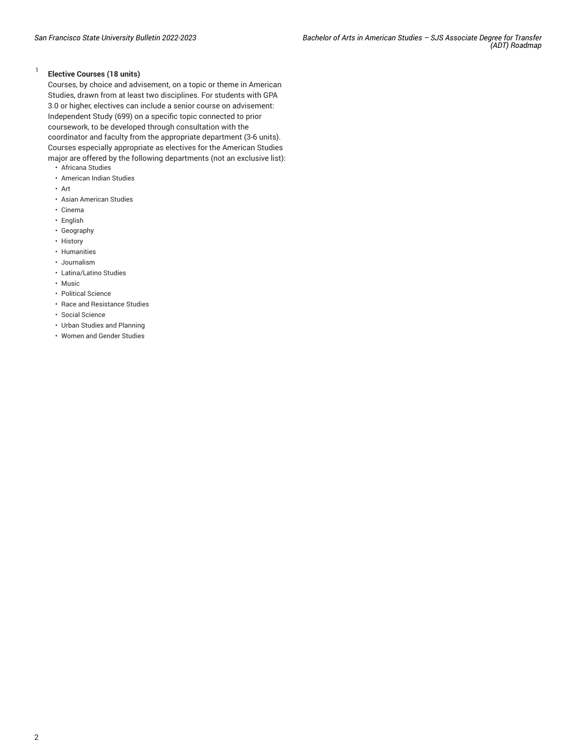[1] **Elective Courses (18 units)**

Courses, by choice and advisement, on a topic or theme in American Studies, drawn from at least two disciplines. For students with GPA 3.0 or higher, electives can include a senior course on advisement: Independent Study (699) on a specific topic connected to prior coursework, to be developed through consultation with the coordinator and faculty from the appropriate department (3-6 units). Courses especially appropriate as electives for the American Studies major are offered by the following departments (not an exclusive list):

- Africana Studies
- American Indian Studies
- Art
- Asian American Studies
- Cinema
- English
- Geography
- History
- Humanities
- Journalism
- Latina/Latino Studies
- Music
- Political Science
- Race and Resistance Studies
- Social Science
- Urban Studies and Planning
- Women and Gender Studies